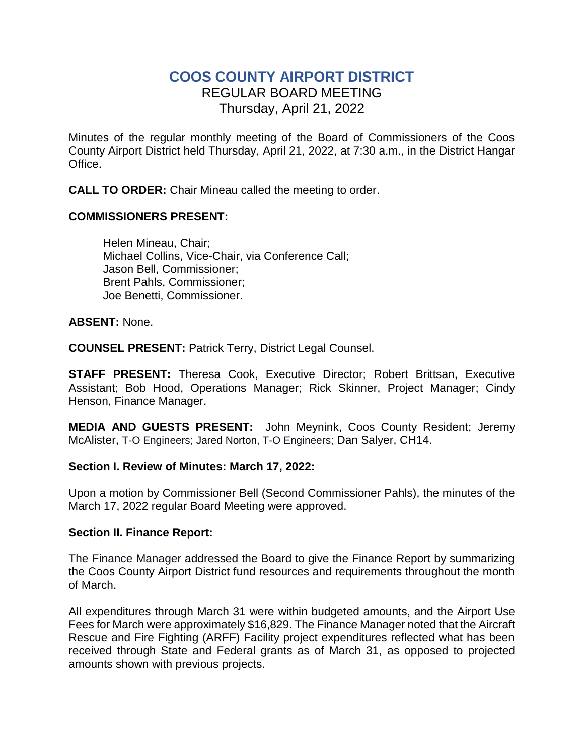# COOS COUNTY AIRPORT DISTRICT

## REGULAR BOARD MEETING
## Thursday, April 21, 2022

Minutes of the regular monthly meeting of the Board of Commissioners of the Coos County Airport District held Thursday, April 21, 2022, at 7:30 a.m., in the District Hangar Office.

**CALL TO ORDER:** Chair Mineau called the meeting to order.

**COMMISSIONERS PRESENT:**

Helen Mineau, Chair;
Michael Collins, Vice-Chair, via Conference Call;
Jason Bell, Commissioner;
Brent Pahls, Commissioner;
Joe Benetti, Commissioner.

**ABSENT:** None.

**COUNSEL PRESENT:** Patrick Terry, District Legal Counsel.

**STAFF PRESENT:** Theresa Cook, Executive Director; Robert Brittsan, Executive Assistant; Bob Hood, Operations Manager; Rick Skinner, Project Manager; Cindy Henson, Finance Manager.

**MEDIA AND GUESTS PRESENT:** John Meynink, Coos County Resident; Jeremy McAlister, T-O Engineers; Jared Norton, T-O Engineers; Dan Salyer, CH14.

**Section I. Review of Minutes: March 17, 2022:**

Upon a motion by Commissioner Bell (Second Commissioner Pahls), the minutes of the March 17, 2022 regular Board Meeting were approved.

**Section II. Finance Report:**

The Finance Manager addressed the Board to give the Finance Report by summarizing the Coos County Airport District fund resources and requirements throughout the month of March.

All expenditures through March 31 were within budgeted amounts, and the Airport Use Fees for March were approximately $16,829. The Finance Manager noted that the Aircraft Rescue and Fire Fighting (ARFF) Facility project expenditures reflected what has been received through State and Federal grants as of March 31, as opposed to projected amounts shown with previous projects.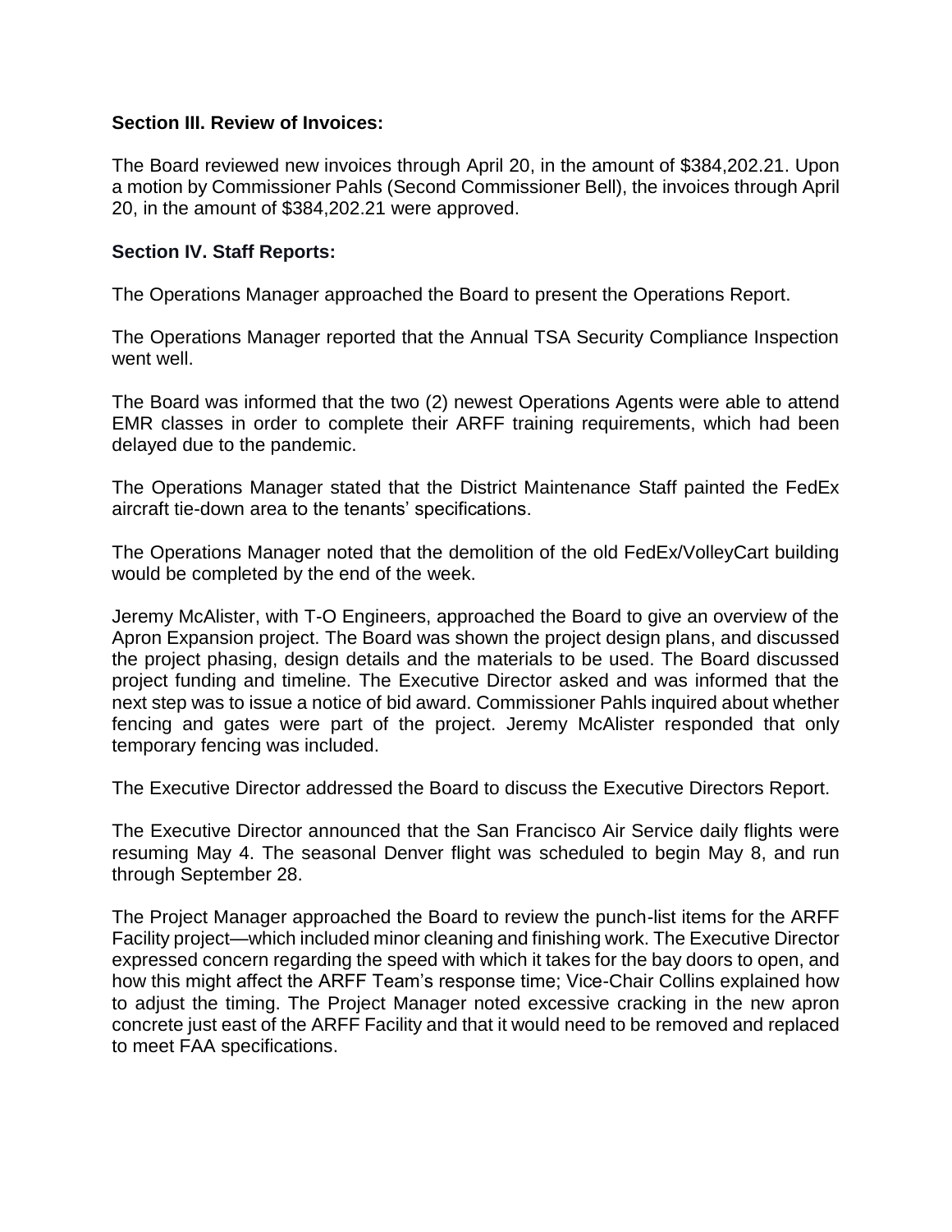**Section III. Review of Invoices:**

The Board reviewed new invoices through April 20, in the amount of $384,202.21. Upon a motion by Commissioner Pahls (Second Commissioner Bell), the invoices through April 20, in the amount of $384,202.21 were approved.

**Section IV. Staff Reports:**

The Operations Manager approached the Board to present the Operations Report.

The Operations Manager reported that the Annual TSA Security Compliance Inspection went well.

The Board was informed that the two (2) newest Operations Agents were able to attend EMR classes in order to complete their ARFF training requirements, which had been delayed due to the pandemic.

The Operations Manager stated that the District Maintenance Staff painted the FedEx aircraft tie-down area to the tenants' specifications.

The Operations Manager noted that the demolition of the old FedEx/VolleyCart building would be completed by the end of the week.

Jeremy McAlister, with T-O Engineers, approached the Board to give an overview of the Apron Expansion project. The Board was shown the project design plans, and discussed the project phasing, design details and the materials to be used. The Board discussed project funding and timeline. The Executive Director asked and was informed that the next step was to issue a notice of bid award. Commissioner Pahls inquired about whether fencing and gates were part of the project. Jeremy McAlister responded that only temporary fencing was included.

The Executive Director addressed the Board to discuss the Executive Directors Report.

The Executive Director announced that the San Francisco Air Service daily flights were resuming May 4. The seasonal Denver flight was scheduled to begin May 8, and run through September 28.

The Project Manager approached the Board to review the punch-list items for the ARFF Facility project—which included minor cleaning and finishing work. The Executive Director expressed concern regarding the speed with which it takes for the bay doors to open, and how this might affect the ARFF Team's response time; Vice-Chair Collins explained how to adjust the timing. The Project Manager noted excessive cracking in the new apron concrete just east of the ARFF Facility and that it would need to be removed and replaced to meet FAA specifications.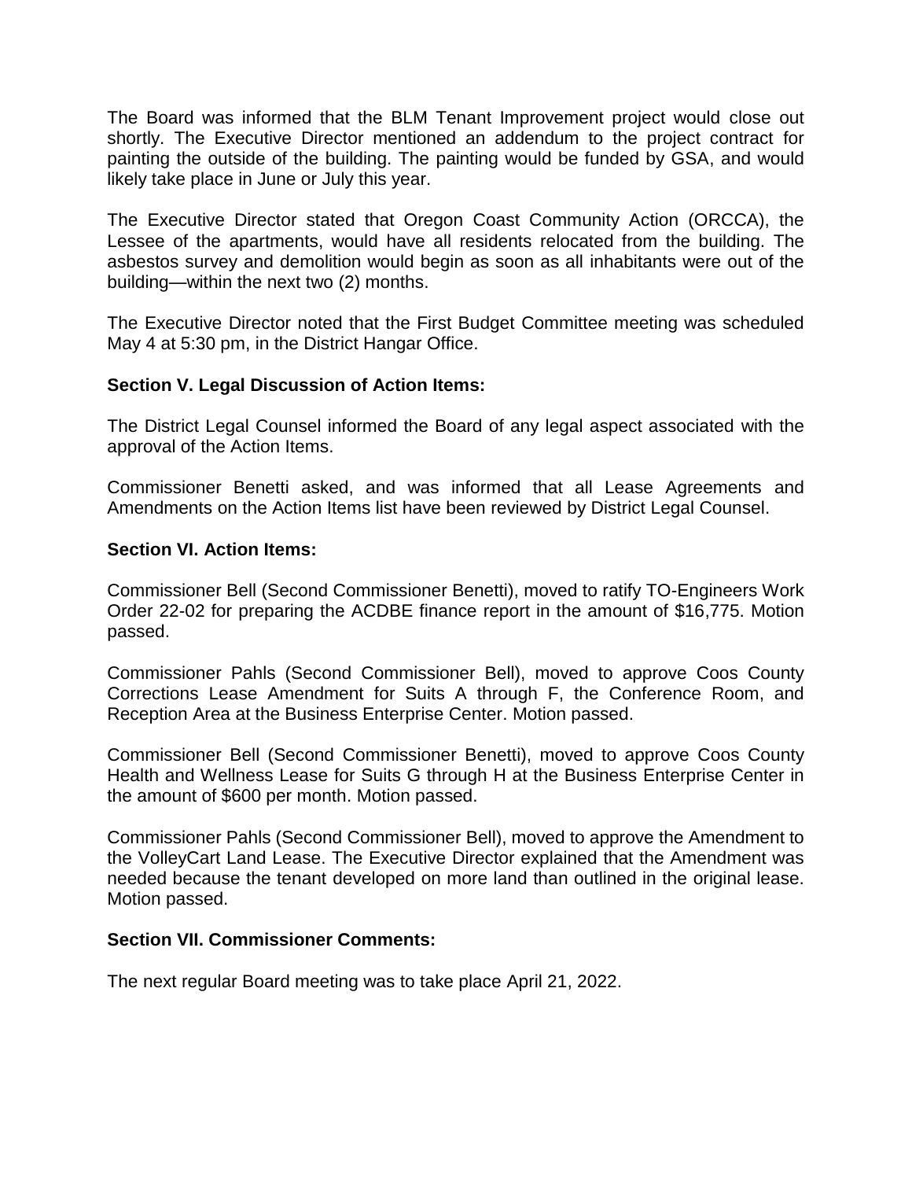The Board was informed that the BLM Tenant Improvement project would close out shortly. The Executive Director mentioned an addendum to the project contract for painting the outside of the building. The painting would be funded by GSA, and would likely take place in June or July this year.

The Executive Director stated that Oregon Coast Community Action (ORCCA), the Lessee of the apartments, would have all residents relocated from the building. The asbestos survey and demolition would begin as soon as all inhabitants were out of the building—within the next two (2) months.

The Executive Director noted that the First Budget Committee meeting was scheduled May 4 at 5:30 pm, in the District Hangar Office.

**Section V. Legal Discussion of Action Items:**

The District Legal Counsel informed the Board of any legal aspect associated with the approval of the Action Items.

Commissioner Benetti asked, and was informed that all Lease Agreements and Amendments on the Action Items list have been reviewed by District Legal Counsel.

**Section VI. Action Items:**

Commissioner Bell (Second Commissioner Benetti), moved to ratify TO-Engineers Work Order 22-02 for preparing the ACDBE finance report in the amount of $16,775. Motion passed.

Commissioner Pahls (Second Commissioner Bell), moved to approve Coos County Corrections Lease Amendment for Suits A through F, the Conference Room, and Reception Area at the Business Enterprise Center. Motion passed.

Commissioner Bell (Second Commissioner Benetti), moved to approve Coos County Health and Wellness Lease for Suits G through H at the Business Enterprise Center in the amount of $600 per month. Motion passed.

Commissioner Pahls (Second Commissioner Bell), moved to approve the Amendment to the VolleyCart Land Lease. The Executive Director explained that the Amendment was needed because the tenant developed on more land than outlined in the original lease. Motion passed.

**Section VII. Commissioner Comments:**

The next regular Board meeting was to take place April 21, 2022.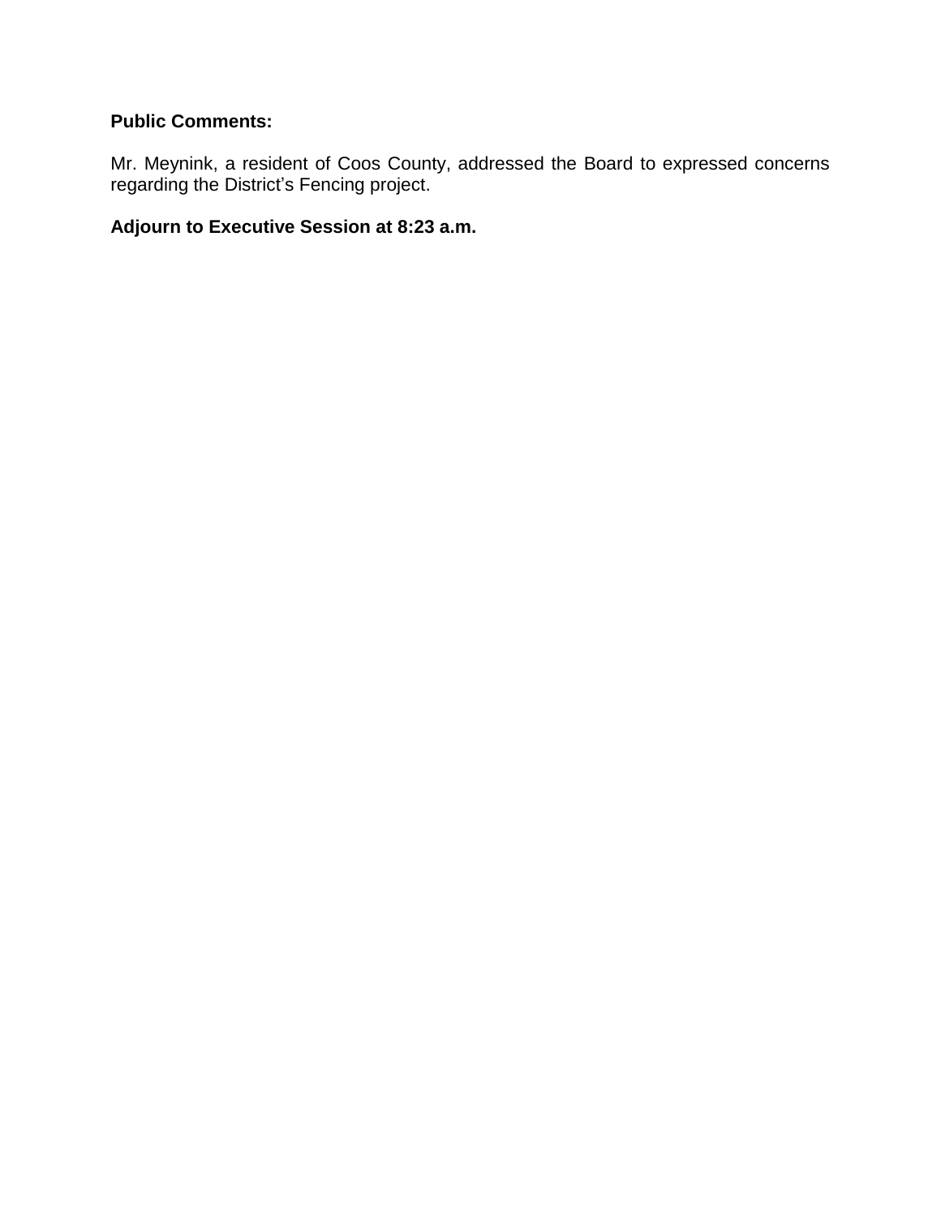**Public Comments:**

Mr. Meynink, a resident of Coos County, addressed the Board to expressed concerns regarding the District's Fencing project.

**Adjourn to Executive Session at 8:23 a.m.**